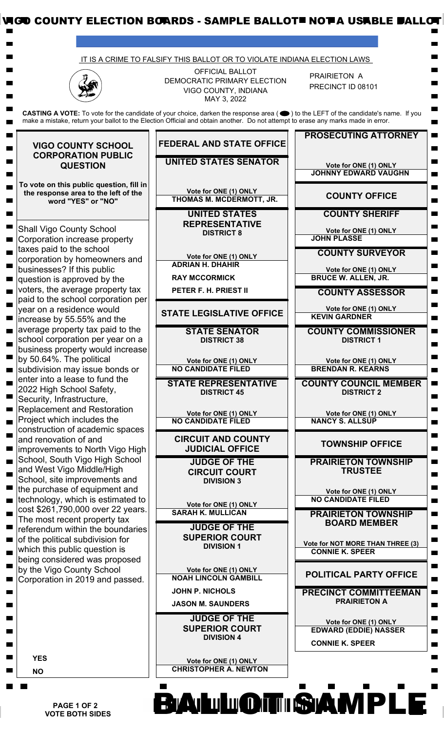VIGO COUNTY ELECTION BOARDS - SAMPLE BALLOT - NOT A USABLE BALLOT

IT IS A CRIME TO FALSIFY THIS BALLOT OR TO VIOLATE INDIANA ELECTION LAWS

OFFICIAL BALLOT
DEMOCRATIC PRIMARY ELECTION
VIGO COUNTY, INDIANA
MAY 3, 2022

PRAIRIETON A
PRECINCT ID 08101

**CASTING A VOTE:** To vote for the candidate of your choice, darken the response area ( ⬬ ) to the LEFT of the candidate's name. If you make a mistake, return your ballot to the Election Official and obtain another. Do not attempt to erase any marks made in error.

## VIGO COUNTY SCHOOL CORPORATION PUBLIC QUESTION

**To vote on this public question, fill in the response area to the left of the word "YES" or "NO"**

Shall Vigo County School Corporation increase property taxes paid to the school corporation by homeowners and businesses? If this public question is approved by the voters, the average property tax paid to the school corporation per year on a residence would increase by 55.55% and the average property tax paid to the school corporation per year on a business property would increase by 50.64%. The political subdivision may issue bonds or enter into a lease to fund the 2022 High School Safety, Security, Infrastructure, Replacement and Restoration Project which includes the construction of academic spaces and renovation of and improvements to North Vigo High School, South Vigo High School and West Vigo Middle/High School, site improvements and the purchase of equipment and technology, which is estimated to cost $261,790,000 over 22 years. The most recent property tax referendum within the boundaries of the political subdivision for which this public question is being considered was proposed by the Vigo County School Corporation in 2019 and passed.

- **YES**
- **NO**

## FEDERAL AND STATE OFFICE

### UNITED STATES SENATOR

Vote for ONE (1) ONLY

- THOMAS M. MCDERMOTT, JR.

### UNITED STATES REPRESENTATIVE
**DISTRICT 8**

Vote for ONE (1) ONLY

- ADRIAN H. DHAHIR
- RAY MCCORMICK
- PETER F. H. PRIEST II

## STATE LEGISLATIVE OFFICE

### STATE SENATOR
**DISTRICT 38**

Vote for ONE (1) ONLY

- NO CANDIDATE FILED

### STATE REPRESENTATIVE
**DISTRICT 45**

Vote for ONE (1) ONLY

- NO CANDIDATE FILED

## CIRCUIT AND COUNTY JUDICIAL OFFICE

### JUDGE OF THE CIRCUIT COURT
**DIVISION 3**

Vote for ONE (1) ONLY

- SARAH K. MULLICAN

### JUDGE OF THE SUPERIOR COURT
**DIVISION 1**

Vote for ONE (1) ONLY

- NOAH LINCOLN GAMBILL
- JOHN P. NICHOLS
- JASON M. SAUNDERS

### JUDGE OF THE SUPERIOR COURT
**DIVISION 4**

Vote for ONE (1) ONLY

- CHRISTOPHER A. NEWTON

### PROSECUTING ATTORNEY

Vote for ONE (1) ONLY

- JOHNNY EDWARD VAUGHN

## COUNTY OFFICE

### COUNTY SHERIFF

Vote for ONE (1) ONLY

- JOHN PLASSE

### COUNTY SURVEYOR

Vote for ONE (1) ONLY

- BRUCE W. ALLEN, JR.

### COUNTY ASSESSOR

Vote for ONE (1) ONLY

- KEVIN GARDNER

### COUNTY COMMISSIONER
**DISTRICT 1**

Vote for ONE (1) ONLY

- BRENDAN R. KEARNS

### COUNTY COUNCIL MEMBER
**DISTRICT 2**

Vote for ONE (1) ONLY

- NANCY S. ALLSUP

## TOWNSHIP OFFICE

### PRAIRIETON TOWNSHIP TRUSTEE

Vote for ONE (1) ONLY

- NO CANDIDATE FILED

### PRAIRIETON TOWNSHIP BOARD MEMBER

Vote for NOT MORE THAN THREE (3)

- CONNIE K. SPEER

## POLITICAL PARTY OFFICE

### PRECINCT COMMITTEEMAN
**PRAIRIETON A**

Vote for ONE (1) ONLY

- EDWARD (EDDIE) NASSER
- CONNIE K. SPEER

**VOTE BOTH SIDES**

BALLOT SAMPLE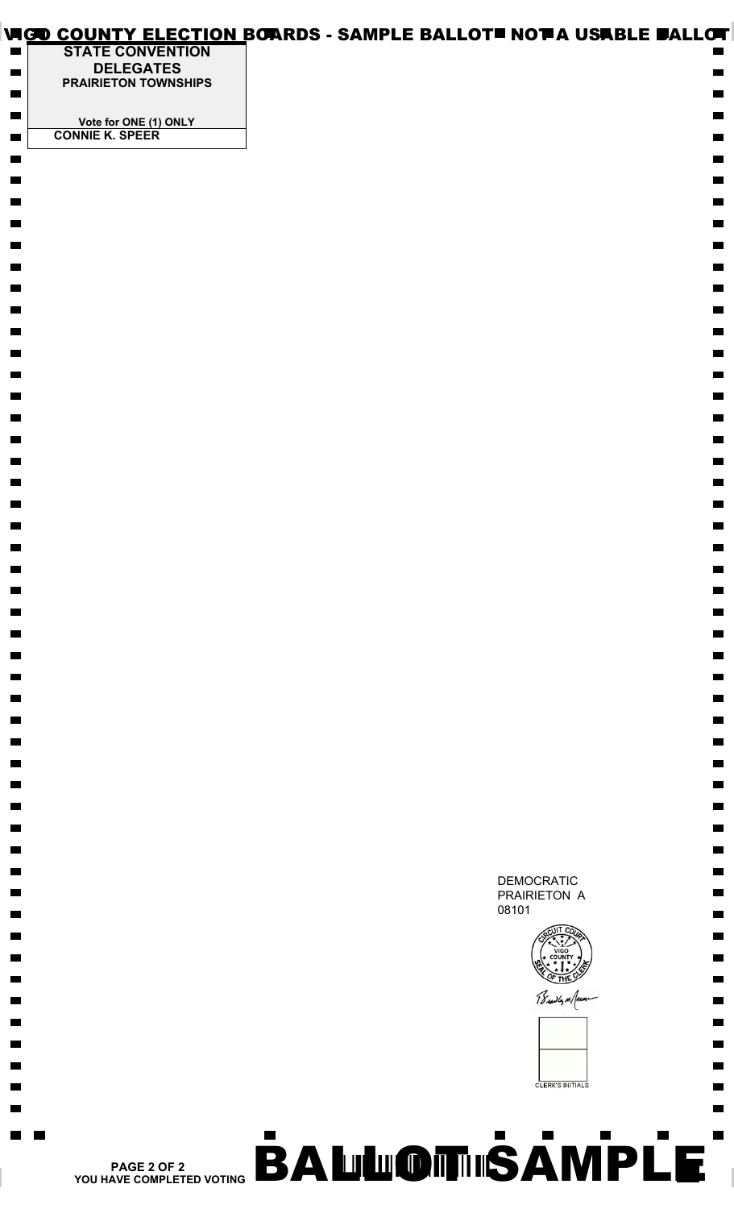VIGO COUNTY ELECTION BOARDS - SAMPLE BALLOT NOT A USABLE BALLOT

**STATE CONVENTION DELEGATES**
**PRAIRIETON TOWNSHIPS**

**Vote for ONE (1) ONLY**

**CONNIE K. SPEER**

DEMOCRATIC
PRAIRIETON A
08101

CLERK'S INITIALS

**YOU HAVE COMPLETED VOTING**

BALLOT SAMPLE